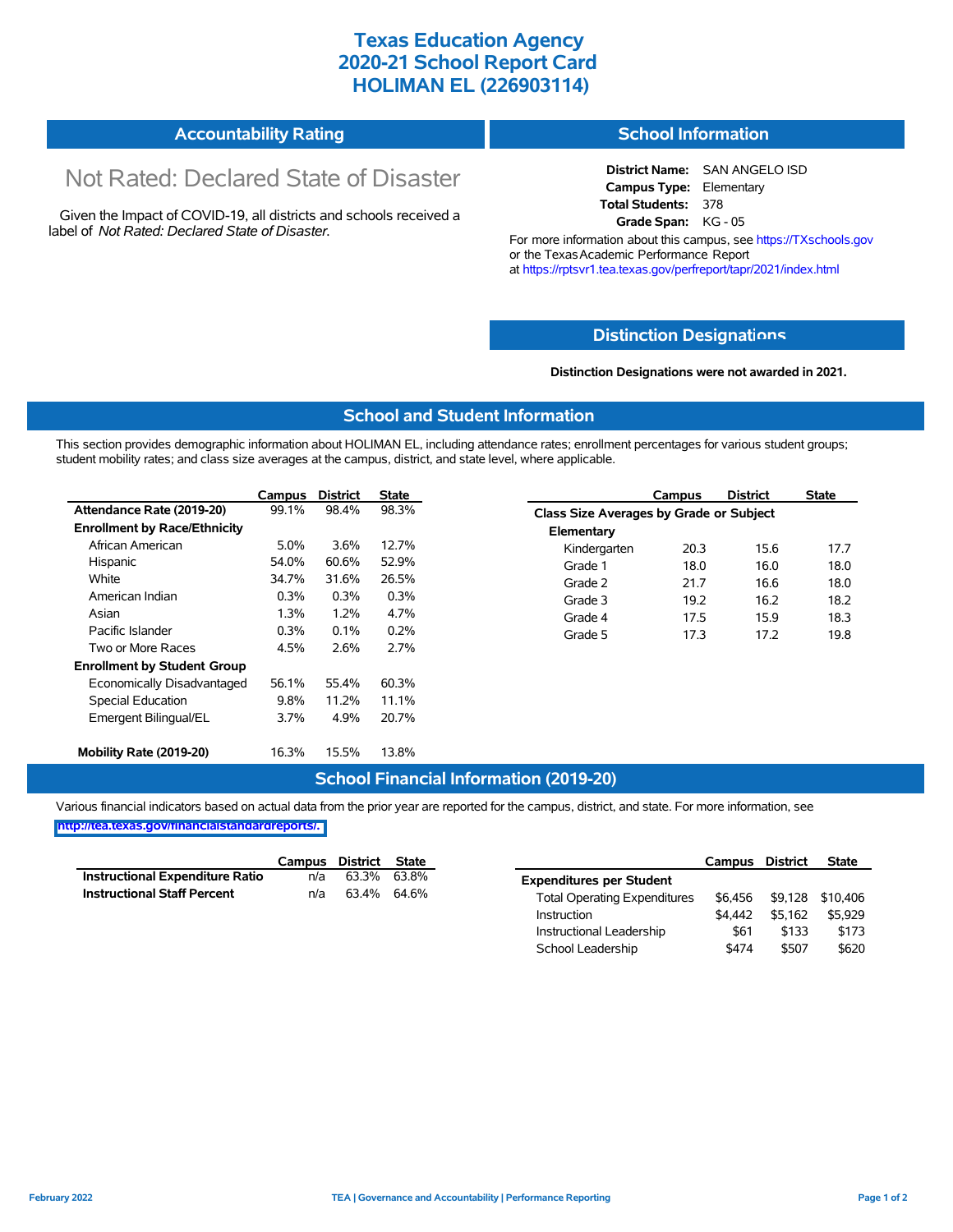# Texas Education Agency
# 2020-21 School Report Card
# HOLIMAN EL (226903114)

## Accountability Rating

Not Rated: Declared State of Disaster

Given the Impact of COVID-19, all districts and schools received a label of *Not Rated: Declared State of Disaster*.

## School Information

**District Name:** SAN ANGELO ISD
**Campus Type:** Elementary
**Total Students:** 378
**Grade Span:** KG - 05

For more information about this campus, see https://TXschools.gov or the Texas Academic Performance Report at https://rptsvr1.tea.texas.gov/perfreport/tapr/2021/index.html

## Distinction Designations

**Distinction Designations were not awarded in 2021.**

## School and Student Information

This section provides demographic information about HOLIMAN EL, including attendance rates; enrollment percentages for various student groups; student mobility rates; and class size averages at the campus, district, and state level, where applicable.

| | Campus | District | State |
|---|---|---|---|
| **Attendance Rate (2019-20)** | 99.1% | 98.4% | 98.3% |
| **Enrollment by Race/Ethnicity** | | | |
| African American | 5.0% | 3.6% | 12.7% |
| Hispanic | 54.0% | 60.6% | 52.9% |
| White | 34.7% | 31.6% | 26.5% |
| American Indian | 0.3% | 0.3% | 0.3% |
| Asian | 1.3% | 1.2% | 4.7% |
| Pacific Islander | 0.3% | 0.1% | 0.2% |
| Two or More Races | 4.5% | 2.6% | 2.7% |
| **Enrollment by Student Group** | | | |
| Economically Disadvantaged | 56.1% | 55.4% | 60.3% |
| Special Education | 9.8% | 11.2% | 11.1% |
| Emergent Bilingual/EL | 3.7% | 4.9% | 20.7% |
| **Mobility Rate (2019-20)** | 16.3% | 15.5% | 13.8% |

| | Campus | District | State |
|---|---|---|---|
| **Class Size Averages by Grade or Subject** | | | |
| **Elementary** | | | |
| Kindergarten | 20.3 | 15.6 | 17.7 |
| Grade 1 | 18.0 | 16.0 | 18.0 |
| Grade 2 | 21.7 | 16.6 | 18.0 |
| Grade 3 | 19.2 | 16.2 | 18.2 |
| Grade 4 | 17.5 | 15.9 | 18.3 |
| Grade 5 | 17.3 | 17.2 | 19.8 |

## School Financial Information (2019-20)

Various financial indicators based on actual data from the prior year are reported for the campus, district, and state. For more information, see http://tea.texas.gov/financialstandardreports/.

| | Campus | District | State |
|---|---|---|---|
| **Instructional Expenditure Ratio** | n/a | 63.3% | 63.8% |
| **Instructional Staff Percent** | n/a | 63.4% | 64.6% |

| | Campus | District | State |
|---|---|---|---|
| **Expenditures per Student** | | | |
| Total Operating Expenditures | $6,456 | $9,128 | $10,406 |
| Instruction | $4,442 | $5,162 | $5,929 |
| Instructional Leadership | $61 | $133 | $173 |
| School Leadership | $474 | $507 | $620 |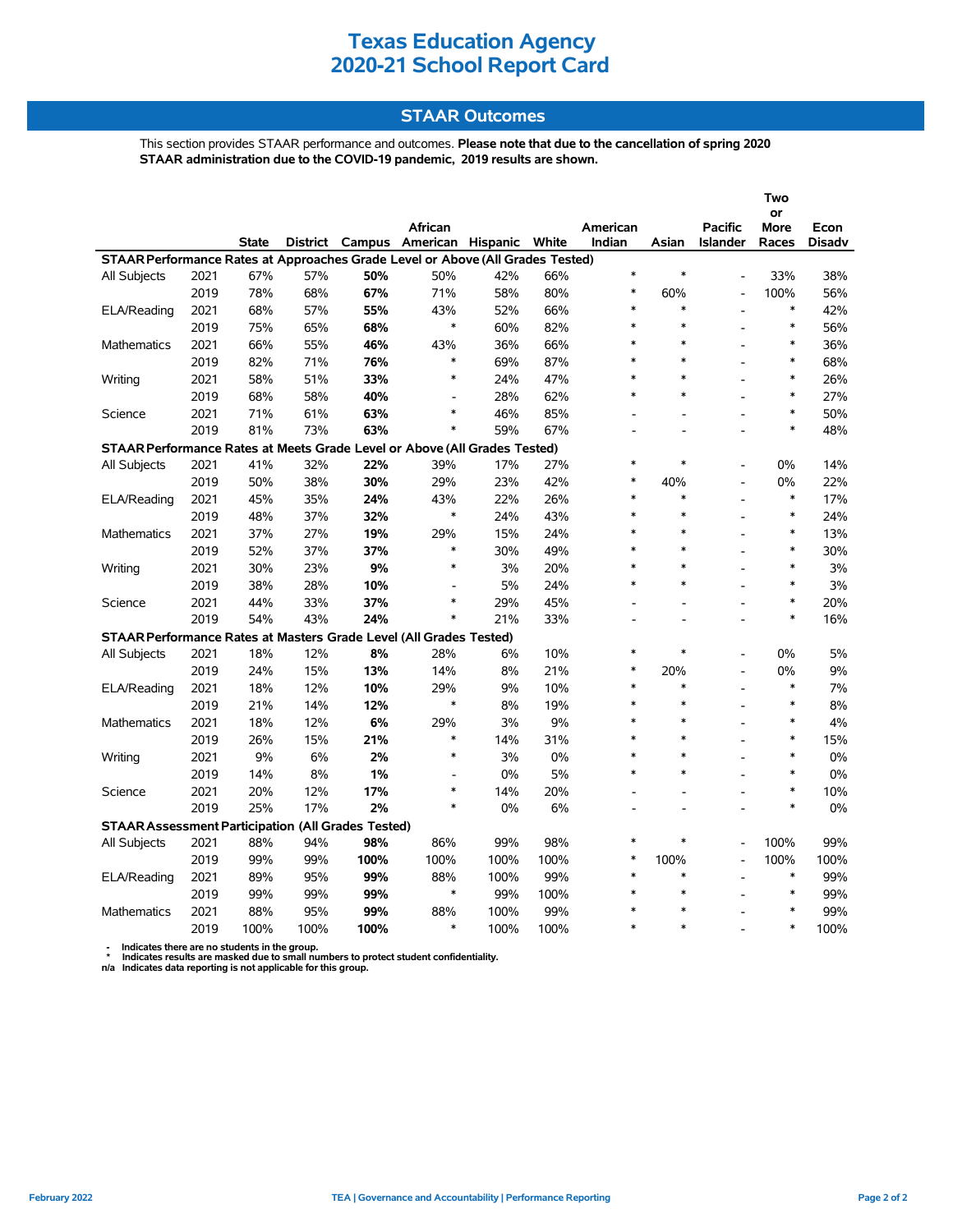# Texas Education Agency
# 2020-21 School Report Card

## STAAR Outcomes

This section provides STAAR performance and outcomes. **Please note that due to the cancellation of spring 2020 STAAR administration due to the COVID-19 pandemic, 2019 results are shown.**

| | | State | District | Campus | African American | Hispanic | White | American Indian | Asian | Pacific Islander | Two or More Races | Econ Disadv |
|---|---|---|---|---|---|---|---|---|---|---|---|---|
| **STAAR Performance Rates at Approaches Grade Level or Above (All Grades Tested)** | | | | | | | | | | | | |
| All Subjects | 2021 | 67% | 57% | **50%** | 50% | 42% | 66% | * | * | - | 33% | 38% |
| | 2019 | 78% | 68% | **67%** | 71% | 58% | 80% | * | 60% | - | 100% | 56% |
| ELA/Reading | 2021 | 68% | 57% | **55%** | 43% | 52% | 66% | * | * | - | * | 42% |
| | 2019 | 75% | 65% | **68%** | * | 60% | 82% | * | * | - | * | 56% |
| Mathematics | 2021 | 66% | 55% | **46%** | 43% | 36% | 66% | * | * | - | * | 36% |
| | 2019 | 82% | 71% | **76%** | * | 69% | 87% | * | * | - | * | 68% |
| Writing | 2021 | 58% | 51% | **33%** | * | 24% | 47% | * | * | - | * | 26% |
| | 2019 | 68% | 58% | **40%** | - | 28% | 62% | * | * | - | * | 27% |
| Science | 2021 | 71% | 61% | **63%** | * | 46% | 85% | - | - | - | * | 50% |
| | 2019 | 81% | 73% | **63%** | * | 59% | 67% | - | - | - | * | 48% |
| **STAAR Performance Rates at Meets Grade Level or Above (All Grades Tested)** | | | | | | | | | | | | |
| All Subjects | 2021 | 41% | 32% | **22%** | 39% | 17% | 27% | * | * | - | 0% | 14% |
| | 2019 | 50% | 38% | **30%** | 29% | 23% | 42% | * | 40% | - | 0% | 22% |
| ELA/Reading | 2021 | 45% | 35% | **24%** | 43% | 22% | 26% | * | * | - | * | 17% |
| | 2019 | 48% | 37% | **32%** | * | 24% | 43% | * | * | - | * | 24% |
| Mathematics | 2021 | 37% | 27% | **19%** | 29% | 15% | 24% | * | * | - | * | 13% |
| | 2019 | 52% | 37% | **37%** | * | 30% | 49% | * | * | - | * | 30% |
| Writing | 2021 | 30% | 23% | **9%** | * | 3% | 20% | * | * | - | * | 3% |
| | 2019 | 38% | 28% | **10%** | - | 5% | 24% | * | * | - | * | 3% |
| Science | 2021 | 44% | 33% | **37%** | * | 29% | 45% | - | - | - | * | 20% |
| | 2019 | 54% | 43% | **24%** | * | 21% | 33% | - | - | - | * | 16% |
| **STAAR Performance Rates at Masters Grade Level (All Grades Tested)** | | | | | | | | | | | | |
| All Subjects | 2021 | 18% | 12% | **8%** | 28% | 6% | 10% | * | * | - | 0% | 5% |
| | 2019 | 24% | 15% | **13%** | 14% | 8% | 21% | * | 20% | - | 0% | 9% |
| ELA/Reading | 2021 | 18% | 12% | **10%** | 29% | 9% | 10% | * | * | - | * | 7% |
| | 2019 | 21% | 14% | **12%** | * | 8% | 19% | * | * | - | * | 8% |
| Mathematics | 2021 | 18% | 12% | **6%** | 29% | 3% | 9% | * | * | - | * | 4% |
| | 2019 | 26% | 15% | **21%** | * | 14% | 31% | * | * | - | * | 15% |
| Writing | 2021 | 9% | 6% | **2%** | * | 3% | 0% | * | * | - | * | 0% |
| | 2019 | 14% | 8% | **1%** | - | 0% | 5% | * | * | - | * | 0% |
| Science | 2021 | 20% | 12% | **17%** | * | 14% | 20% | - | - | - | * | 10% |
| | 2019 | 25% | 17% | **2%** | * | 0% | 6% | - | - | - | * | 0% |
| **STAAR Assessment Participation (All Grades Tested)** | | | | | | | | | | | | |
| All Subjects | 2021 | 88% | 94% | **98%** | 86% | 99% | 98% | * | * | - | 100% | 99% |
| | 2019 | 99% | 99% | **100%** | 100% | 100% | 100% | * | 100% | - | 100% | 100% |
| ELA/Reading | 2021 | 89% | 95% | **99%** | 88% | 100% | 99% | * | * | - | * | 99% |
| | 2019 | 99% | 99% | **99%** | * | 99% | 100% | * | * | - | * | 99% |
| Mathematics | 2021 | 88% | 95% | **99%** | 88% | 100% | 99% | * | * | - | * | 99% |
| | 2019 | 100% | 100% | **100%** | * | 100% | 100% | * | * | - | * | 100% |

**-** Indicates there are no students in the group.
**\*** Indicates results are masked due to small numbers to protect student confidentiality.
**n/a** Indicates data reporting is not applicable for this group.